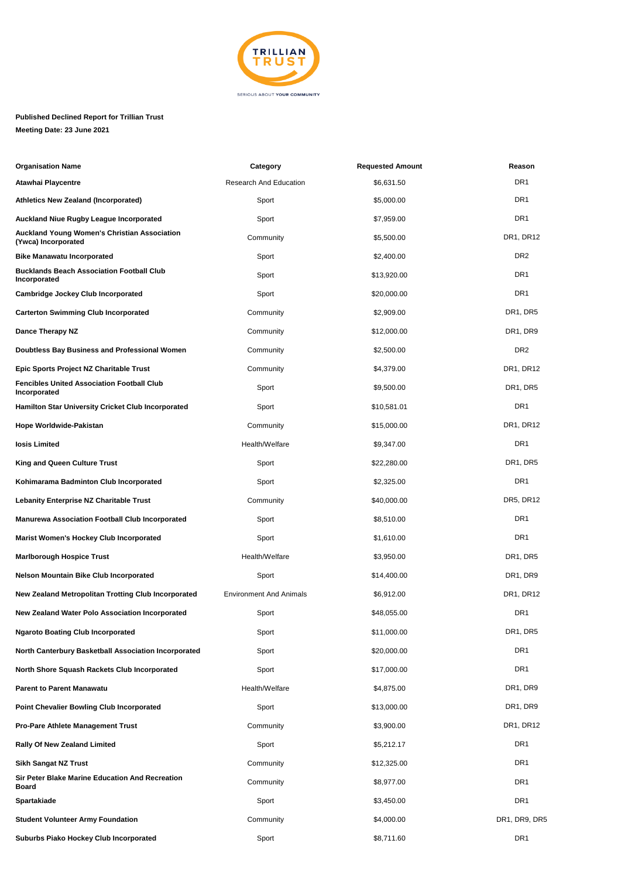**Published Declined Report for Trillian Trust**

**Meeting Date: 23 June 2021**

| Organisation Name | Category | Requested Amount | Reason |
|---|---|---|---|
| **Atawhai Playcentre** | Research And Education | $6,631.50 | DR1 |
| **Athletics New Zealand (Incorporated)** | Sport | $5,000.00 | DR1 |
| **Auckland Niue Rugby League Incorporated** | Sport | $7,959.00 | DR1 |
| **Auckland Young Women's Christian Association (Ywca) Incorporated** | Community | $5,500.00 | DR1, DR12 |
| **Bike Manawatu Incorporated** | Sport | $2,400.00 | DR2 |
| **Bucklands Beach Association Football Club Incorporated** | Sport | $13,920.00 | DR1 |
| **Cambridge Jockey Club Incorporated** | Sport | $20,000.00 | DR1 |
| **Carterton Swimming Club Incorporated** | Community | $2,909.00 | DR1, DR5 |
| **Dance Therapy NZ** | Community | $12,000.00 | DR1, DR9 |
| **Doubtless Bay Business and Professional Women** | Community | $2,500.00 | DR2 |
| **Epic Sports Project NZ Charitable Trust** | Community | $4,379.00 | DR1, DR12 |
| **Fencibles United Association Football Club Incorporated** | Sport | $9,500.00 | DR1, DR5 |
| **Hamilton Star University Cricket Club Incorporated** | Sport | $10,581.01 | DR1 |
| **Hope Worldwide-Pakistan** | Community | $15,000.00 | DR1, DR12 |
| **Iosis Limited** | Health/Welfare | $9,347.00 | DR1 |
| **King and Queen Culture Trust** | Sport | $22,280.00 | DR1, DR5 |
| **Kohimarama Badminton Club Incorporated** | Sport | $2,325.00 | DR1 |
| **Lebanity Enterprise NZ Charitable Trust** | Community | $40,000.00 | DR5, DR12 |
| **Manurewa Association Football Club Incorporated** | Sport | $8,510.00 | DR1 |
| **Marist Women's Hockey Club Incorporated** | Sport | $1,610.00 | DR1 |
| **Marlborough Hospice Trust** | Health/Welfare | $3,950.00 | DR1, DR5 |
| **Nelson Mountain Bike Club Incorporated** | Sport | $14,400.00 | DR1, DR9 |
| **New Zealand Metropolitan Trotting Club Incorporated** | Environment And Animals | $6,912.00 | DR1, DR12 |
| **New Zealand Water Polo Association Incorporated** | Sport | $48,055.00 | DR1 |
| **Ngaroto Boating Club Incorporated** | Sport | $11,000.00 | DR1, DR5 |
| **North Canterbury Basketball Association Incorporated** | Sport | $20,000.00 | DR1 |
| **North Shore Squash Rackets Club Incorporated** | Sport | $17,000.00 | DR1 |
| **Parent to Parent Manawatu** | Health/Welfare | $4,875.00 | DR1, DR9 |
| **Point Chevalier Bowling Club Incorporated** | Sport | $13,000.00 | DR1, DR9 |
| **Pro-Pare Athlete Management Trust** | Community | $3,900.00 | DR1, DR12 |
| **Rally Of New Zealand Limited** | Sport | $5,212.17 | DR1 |
| **Sikh Sangat NZ Trust** | Community | $12,325.00 | DR1 |
| **Sir Peter Blake Marine Education And Recreation Board** | Community | $8,977.00 | DR1 |
| **Spartakiade** | Sport | $3,450.00 | DR1 |
| **Student Volunteer Army Foundation** | Community | $4,000.00 | DR1, DR9, DR5 |
| **Suburbs Piako Hockey Club Incorporated** | Sport | $8,711.60 | DR1 |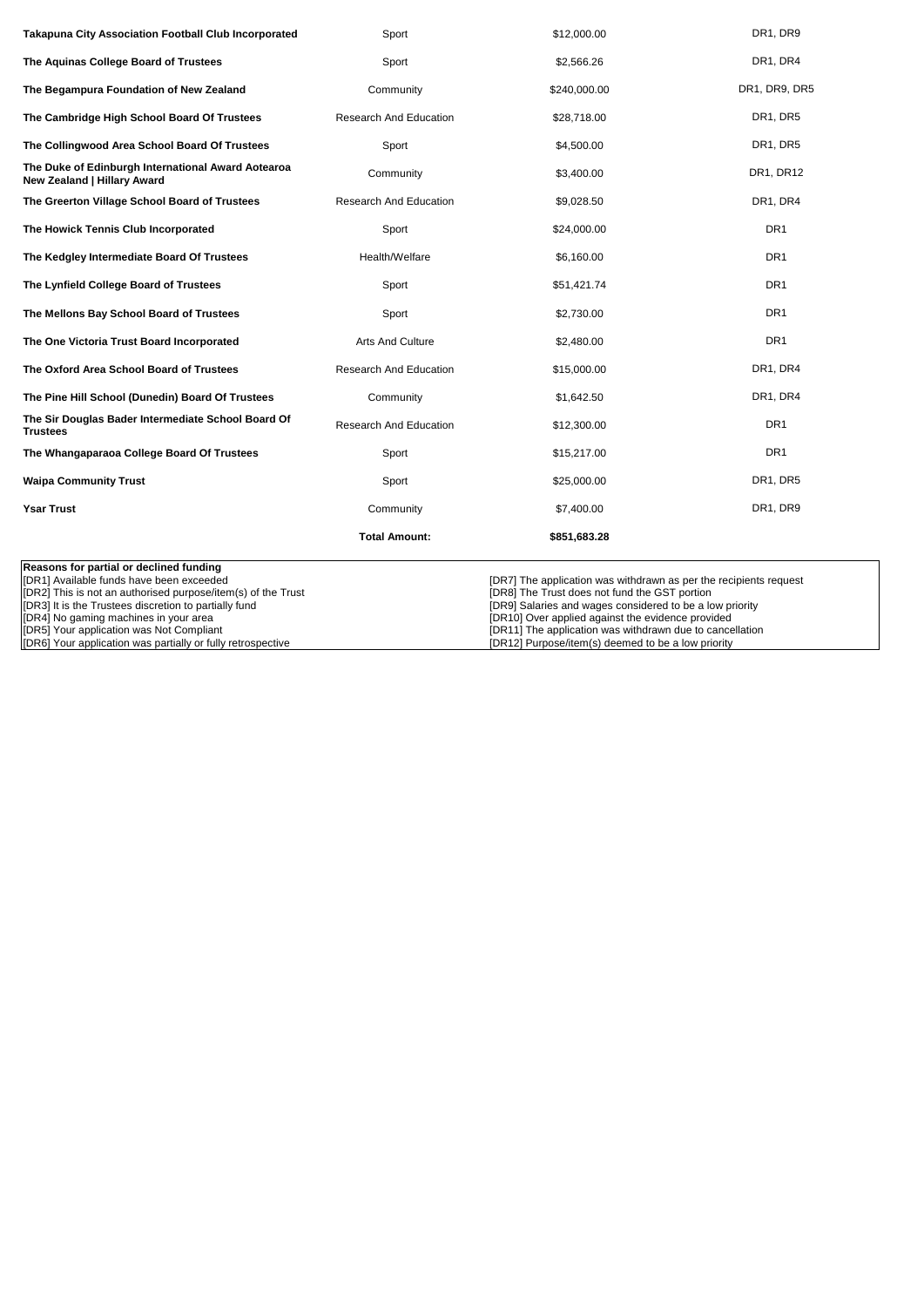| | | | |
|---|---|---|---|
| **Takapuna City Association Football Club Incorporated** | Sport | $12,000.00 | DR1, DR9 |
| **The Aquinas College Board of Trustees** | Sport | $2,566.26 | DR1, DR4 |
| **The Begampura Foundation of New Zealand** | Community | $240,000.00 | DR1, DR9, DR5 |
| **The Cambridge High School Board Of Trustees** | Research And Education | $28,718.00 | DR1, DR5 |
| **The Collingwood Area School Board Of Trustees** | Sport | $4,500.00 | DR1, DR5 |
| **The Duke of Edinburgh International Award Aotearoa New Zealand \| Hillary Award** | Community | $3,400.00 | DR1, DR12 |
| **The Greerton Village School Board of Trustees** | Research And Education | $9,028.50 | DR1, DR4 |
| **The Howick Tennis Club Incorporated** | Sport | $24,000.00 | DR1 |
| **The Kedgley Intermediate Board Of Trustees** | Health/Welfare | $6,160.00 | DR1 |
| **The Lynfield College Board of Trustees** | Sport | $51,421.74 | DR1 |
| **The Mellons Bay School Board of Trustees** | Sport | $2,730.00 | DR1 |
| **The One Victoria Trust Board Incorporated** | Arts And Culture | $2,480.00 | DR1 |
| **The Oxford Area School Board of Trustees** | Research And Education | $15,000.00 | DR1, DR4 |
| **The Pine Hill School (Dunedin) Board Of Trustees** | Community | $1,642.50 | DR1, DR4 |
| **The Sir Douglas Bader Intermediate School Board Of Trustees** | Research And Education | $12,300.00 | DR1 |
| **The Whangaparaoa College Board Of Trustees** | Sport | $15,217.00 | DR1 |
| **Waipa Community Trust** | Sport | $25,000.00 | DR1, DR5 |
| **Ysar Trust** | Community | $7,400.00 | DR1, DR9 |
| | **Total Amount:** | **$851,683.28** | |

**Reasons for partial or declined funding**

[DR1] Available funds have been exceeded
[DR2] This is not an authorised purpose/item(s) of the Trust
[DR3] It is the Trustees discretion to partially fund
[DR4] No gaming machines in your area
[DR5] Your application was Not Compliant
[DR6] Your application was partially or fully retrospective
[DR7] The application was withdrawn as per the recipients request
[DR8] The Trust does not fund the GST portion
[DR9] Salaries and wages considered to be a low priority
[DR10] Over applied against the evidence provided
[DR11] The application was withdrawn due to cancellation
[DR12] Purpose/item(s) deemed to be a low priority